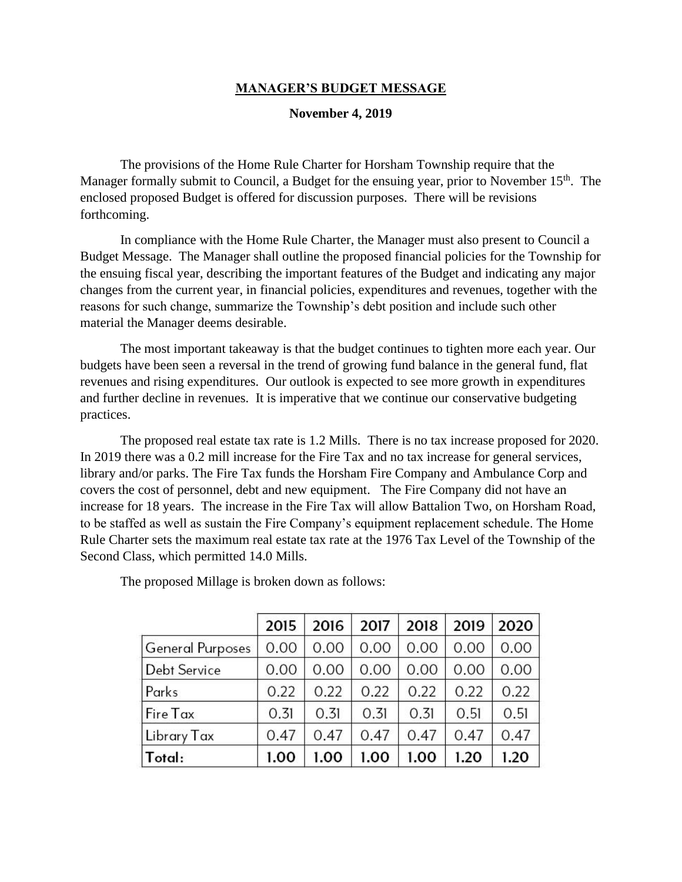# MANAGER'S BUDGET MESSAGE

**November 4, 2019**

The provisions of the Home Rule Charter for Horsham Township require that the Manager formally submit to Council, a Budget for the ensuing year, prior to November 15th. The enclosed proposed Budget is offered for discussion purposes. There will be revisions forthcoming.

In compliance with the Home Rule Charter, the Manager must also present to Council a Budget Message. The Manager shall outline the proposed financial policies for the Township for the ensuing fiscal year, describing the important features of the Budget and indicating any major changes from the current year, in financial policies, expenditures and revenues, together with the reasons for such change, summarize the Township's debt position and include such other material the Manager deems desirable.

The most important takeaway is that the budget continues to tighten more each year. Our budgets have been seen a reversal in the trend of growing fund balance in the general fund, flat revenues and rising expenditures. Our outlook is expected to see more growth in expenditures and further decline in revenues. It is imperative that we continue our conservative budgeting practices.

The proposed real estate tax rate is 1.2 Mills. There is no tax increase proposed for 2020. In 2019 there was a 0.2 mill increase for the Fire Tax and no tax increase for general services, library and/or parks. The Fire Tax funds the Horsham Fire Company and Ambulance Corp and covers the cost of personnel, debt and new equipment. The Fire Company did not have an increase for 18 years. The increase in the Fire Tax will allow Battalion Two, on Horsham Road, to be staffed as well as sustain the Fire Company's equipment replacement schedule. The Home Rule Charter sets the maximum real estate tax rate at the 1976 Tax Level of the Township of the Second Class, which permitted 14.0 Mills.

The proposed Millage is broken down as follows:

| | 2015 | 2016 | 2017 | 2018 | 2019 | 2020 |
|---|---|---|---|---|---|---|
| General Purposes | 0.00 | 0.00 | 0.00 | 0.00 | 0.00 | 0.00 |
| Debt Service | 0.00 | 0.00 | 0.00 | 0.00 | 0.00 | 0.00 |
| Parks | 0.22 | 0.22 | 0.22 | 0.22 | 0.22 | 0.22 |
| Fire Tax | 0.31 | 0.31 | 0.31 | 0.31 | 0.51 | 0.51 |
| Library Tax | 0.47 | 0.47 | 0.47 | 0.47 | 0.47 | 0.47 |
| **Total:** | **1.00** | **1.00** | **1.00** | **1.00** | **1.20** | **1.20** |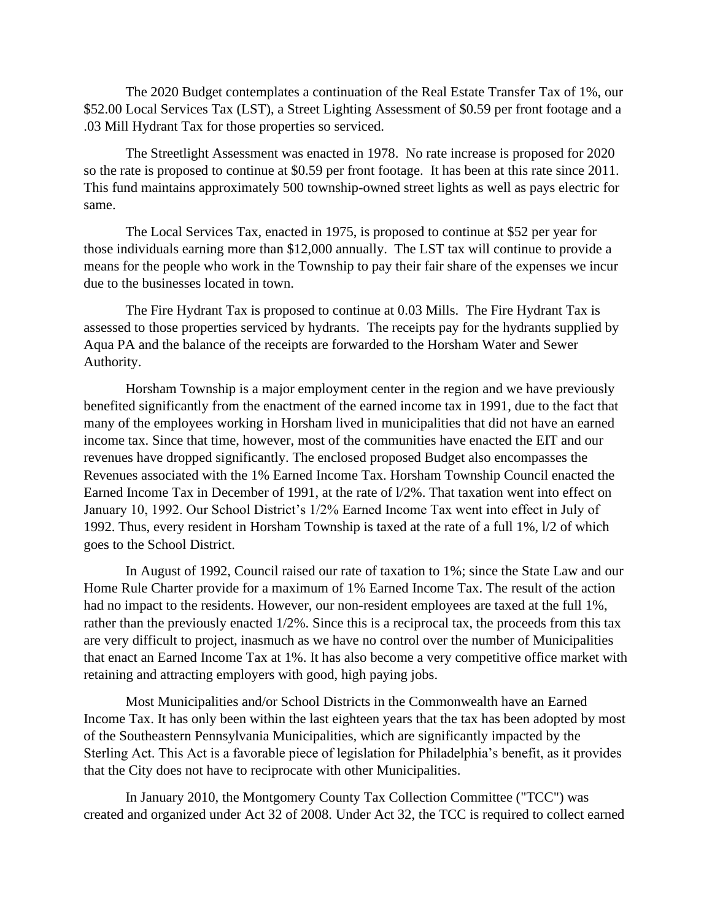The 2020 Budget contemplates a continuation of the Real Estate Transfer Tax of 1%, our $52.00 Local Services Tax (LST), a Street Lighting Assessment of $0.59 per front footage and a .03 Mill Hydrant Tax for those properties so serviced.

The Streetlight Assessment was enacted in 1978. No rate increase is proposed for 2020 so the rate is proposed to continue at $0.59 per front footage. It has been at this rate since 2011. This fund maintains approximately 500 township-owned street lights as well as pays electric for same.

The Local Services Tax, enacted in 1975, is proposed to continue at $52 per year for those individuals earning more than $12,000 annually. The LST tax will continue to provide a means for the people who work in the Township to pay their fair share of the expenses we incur due to the businesses located in town.

The Fire Hydrant Tax is proposed to continue at 0.03 Mills. The Fire Hydrant Tax is assessed to those properties serviced by hydrants. The receipts pay for the hydrants supplied by Aqua PA and the balance of the receipts are forwarded to the Horsham Water and Sewer Authority.

Horsham Township is a major employment center in the region and we have previously benefited significantly from the enactment of the earned income tax in 1991, due to the fact that many of the employees working in Horsham lived in municipalities that did not have an earned income tax. Since that time, however, most of the communities have enacted the EIT and our revenues have dropped significantly. The enclosed proposed Budget also encompasses the Revenues associated with the 1% Earned Income Tax. Horsham Township Council enacted the Earned Income Tax in December of 1991, at the rate of l/2%. That taxation went into effect on January 10, 1992. Our School District's 1/2% Earned Income Tax went into effect in July of 1992. Thus, every resident in Horsham Township is taxed at the rate of a full 1%, l/2 of which goes to the School District.

In August of 1992, Council raised our rate of taxation to 1%; since the State Law and our Home Rule Charter provide for a maximum of 1% Earned Income Tax. The result of the action had no impact to the residents. However, our non-resident employees are taxed at the full 1%, rather than the previously enacted 1/2%. Since this is a reciprocal tax, the proceeds from this tax are very difficult to project, inasmuch as we have no control over the number of Municipalities that enact an Earned Income Tax at 1%. It has also become a very competitive office market with retaining and attracting employers with good, high paying jobs.

Most Municipalities and/or School Districts in the Commonwealth have an Earned Income Tax. It has only been within the last eighteen years that the tax has been adopted by most of the Southeastern Pennsylvania Municipalities, which are significantly impacted by the Sterling Act. This Act is a favorable piece of legislation for Philadelphia's benefit, as it provides that the City does not have to reciprocate with other Municipalities.

In January 2010, the Montgomery County Tax Collection Committee ("TCC") was created and organized under Act 32 of 2008. Under Act 32, the TCC is required to collect earned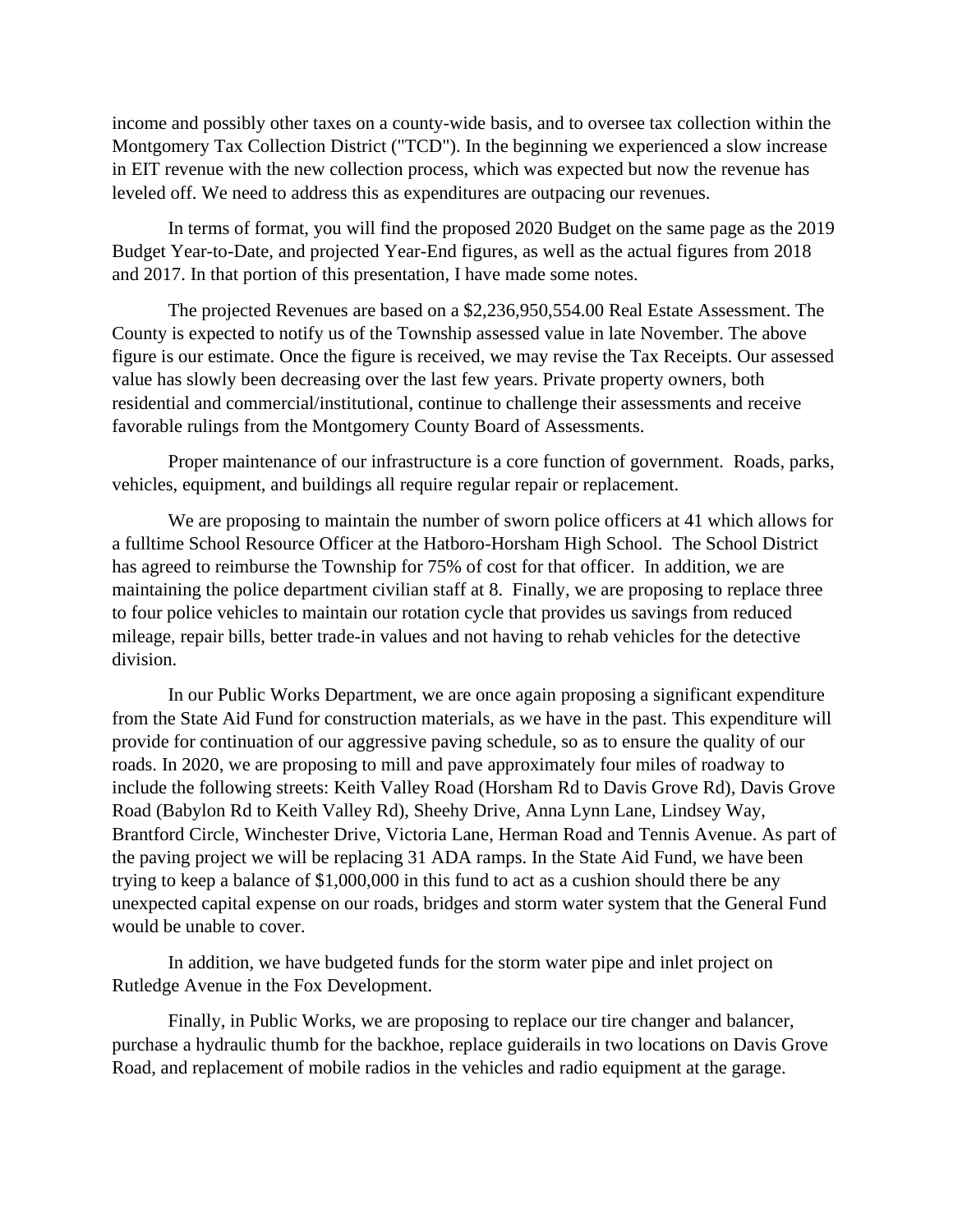income and possibly other taxes on a county-wide basis, and to oversee tax collection within the Montgomery Tax Collection District ("TCD"). In the beginning we experienced a slow increase in EIT revenue with the new collection process, which was expected but now the revenue has leveled off. We need to address this as expenditures are outpacing our revenues.

In terms of format, you will find the proposed 2020 Budget on the same page as the 2019 Budget Year-to-Date, and projected Year-End figures, as well as the actual figures from 2018 and 2017. In that portion of this presentation, I have made some notes.

The projected Revenues are based on a $2,236,950,554.00 Real Estate Assessment. The County is expected to notify us of the Township assessed value in late November. The above figure is our estimate. Once the figure is received, we may revise the Tax Receipts. Our assessed value has slowly been decreasing over the last few years. Private property owners, both residential and commercial/institutional, continue to challenge their assessments and receive favorable rulings from the Montgomery County Board of Assessments.

Proper maintenance of our infrastructure is a core function of government. Roads, parks, vehicles, equipment, and buildings all require regular repair or replacement.

We are proposing to maintain the number of sworn police officers at 41 which allows for a fulltime School Resource Officer at the Hatboro-Horsham High School. The School District has agreed to reimburse the Township for 75% of cost for that officer. In addition, we are maintaining the police department civilian staff at 8. Finally, we are proposing to replace three to four police vehicles to maintain our rotation cycle that provides us savings from reduced mileage, repair bills, better trade-in values and not having to rehab vehicles for the detective division.

In our Public Works Department, we are once again proposing a significant expenditure from the State Aid Fund for construction materials, as we have in the past. This expenditure will provide for continuation of our aggressive paving schedule, so as to ensure the quality of our roads. In 2020, we are proposing to mill and pave approximately four miles of roadway to include the following streets: Keith Valley Road (Horsham Rd to Davis Grove Rd), Davis Grove Road (Babylon Rd to Keith Valley Rd), Sheehy Drive, Anna Lynn Lane, Lindsey Way, Brantford Circle, Winchester Drive, Victoria Lane, Herman Road and Tennis Avenue. As part of the paving project we will be replacing 31 ADA ramps. In the State Aid Fund, we have been trying to keep a balance of $1,000,000 in this fund to act as a cushion should there be any unexpected capital expense on our roads, bridges and storm water system that the General Fund would be unable to cover.

In addition, we have budgeted funds for the storm water pipe and inlet project on Rutledge Avenue in the Fox Development.

Finally, in Public Works, we are proposing to replace our tire changer and balancer, purchase a hydraulic thumb for the backhoe, replace guiderails in two locations on Davis Grove Road, and replacement of mobile radios in the vehicles and radio equipment at the garage.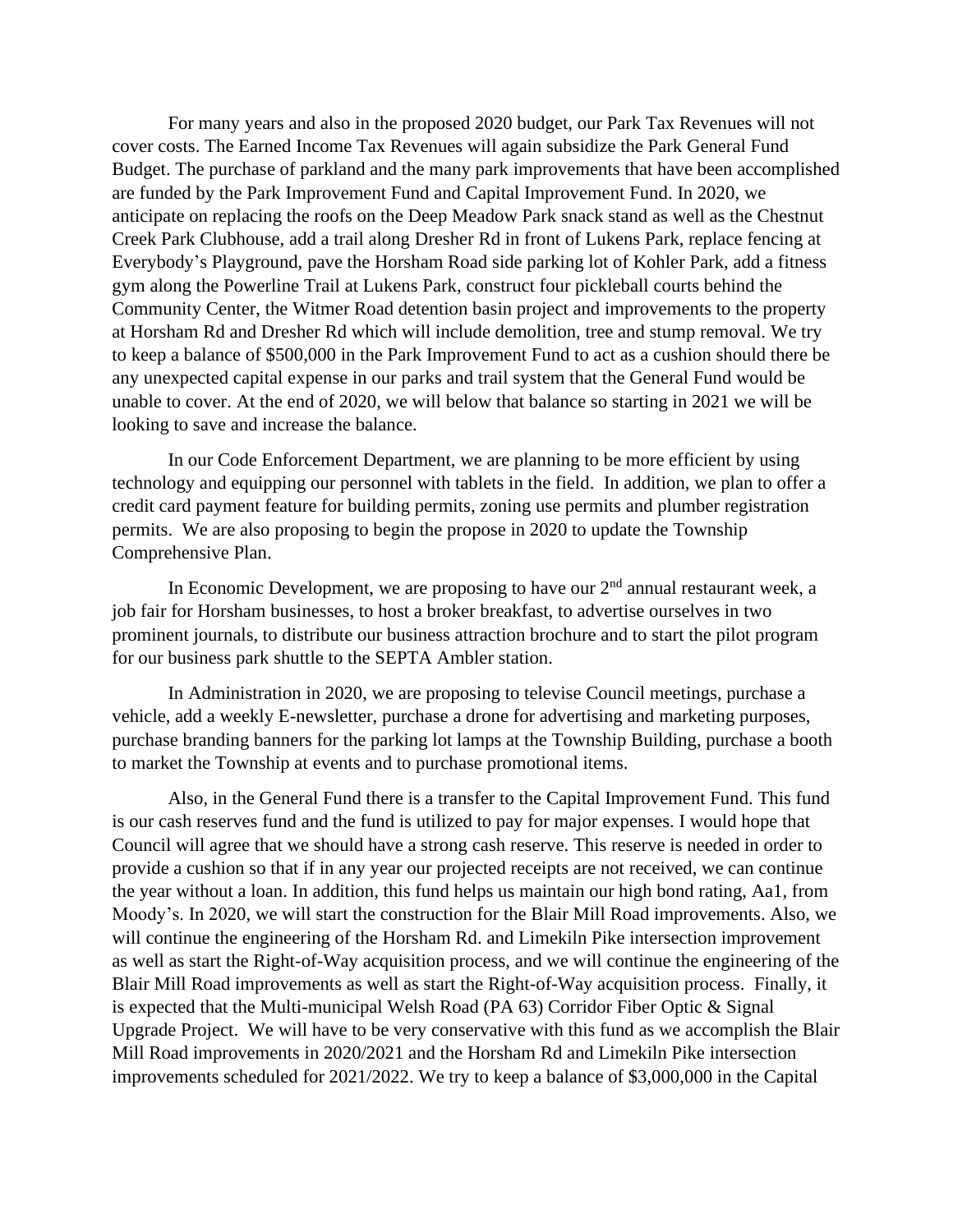For many years and also in the proposed 2020 budget, our Park Tax Revenues will not cover costs. The Earned Income Tax Revenues will again subsidize the Park General Fund Budget. The purchase of parkland and the many park improvements that have been accomplished are funded by the Park Improvement Fund and Capital Improvement Fund. In 2020, we anticipate on replacing the roofs on the Deep Meadow Park snack stand as well as the Chestnut Creek Park Clubhouse, add a trail along Dresher Rd in front of Lukens Park, replace fencing at Everybody's Playground, pave the Horsham Road side parking lot of Kohler Park, add a fitness gym along the Powerline Trail at Lukens Park, construct four pickleball courts behind the Community Center, the Witmer Road detention basin project and improvements to the property at Horsham Rd and Dresher Rd which will include demolition, tree and stump removal. We try to keep a balance of $500,000 in the Park Improvement Fund to act as a cushion should there be any unexpected capital expense in our parks and trail system that the General Fund would be unable to cover. At the end of 2020, we will below that balance so starting in 2021 we will be looking to save and increase the balance.

In our Code Enforcement Department, we are planning to be more efficient by using technology and equipping our personnel with tablets in the field. In addition, we plan to offer a credit card payment feature for building permits, zoning use permits and plumber registration permits. We are also proposing to begin the propose in 2020 to update the Township Comprehensive Plan.

In Economic Development, we are proposing to have our 2nd annual restaurant week, a job fair for Horsham businesses, to host a broker breakfast, to advertise ourselves in two prominent journals, to distribute our business attraction brochure and to start the pilot program for our business park shuttle to the SEPTA Ambler station.

In Administration in 2020, we are proposing to televise Council meetings, purchase a vehicle, add a weekly E-newsletter, purchase a drone for advertising and marketing purposes, purchase branding banners for the parking lot lamps at the Township Building, purchase a booth to market the Township at events and to purchase promotional items.

Also, in the General Fund there is a transfer to the Capital Improvement Fund. This fund is our cash reserves fund and the fund is utilized to pay for major expenses. I would hope that Council will agree that we should have a strong cash reserve. This reserve is needed in order to provide a cushion so that if in any year our projected receipts are not received, we can continue the year without a loan. In addition, this fund helps us maintain our high bond rating, Aa1, from Moody's. In 2020, we will start the construction for the Blair Mill Road improvements. Also, we will continue the engineering of the Horsham Rd. and Limekiln Pike intersection improvement as well as start the Right-of-Way acquisition process, and we will continue the engineering of the Blair Mill Road improvements as well as start the Right-of-Way acquisition process. Finally, it is expected that the Multi-municipal Welsh Road (PA 63) Corridor Fiber Optic & Signal Upgrade Project. We will have to be very conservative with this fund as we accomplish the Blair Mill Road improvements in 2020/2021 and the Horsham Rd and Limekiln Pike intersection improvements scheduled for 2021/2022. We try to keep a balance of $3,000,000 in the Capital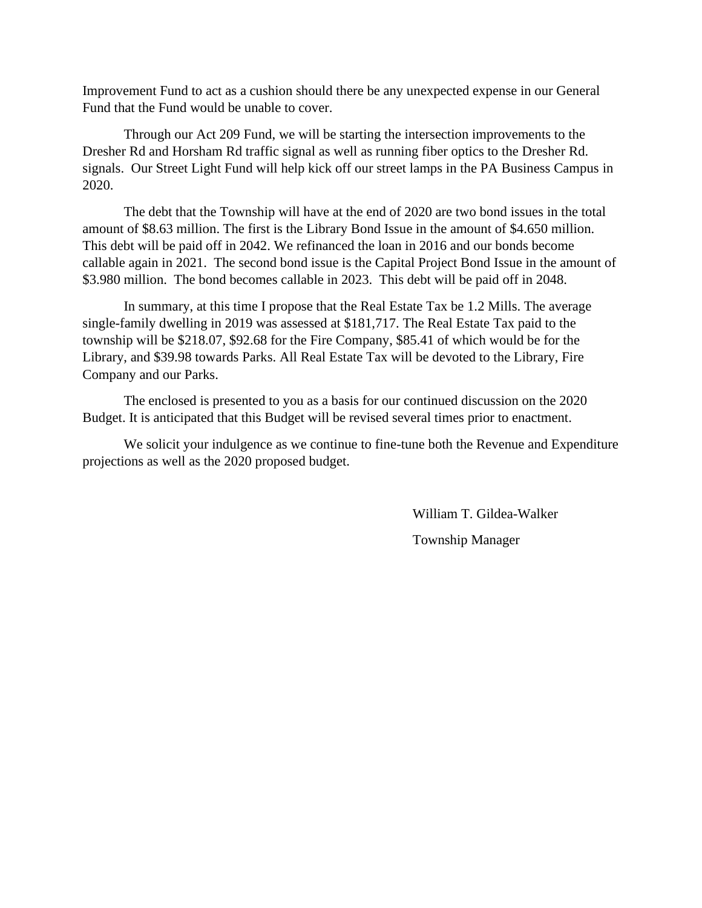Improvement Fund to act as a cushion should there be any unexpected expense in our General Fund that the Fund would be unable to cover.

Through our Act 209 Fund, we will be starting the intersection improvements to the Dresher Rd and Horsham Rd traffic signal as well as running fiber optics to the Dresher Rd. signals. Our Street Light Fund will help kick off our street lamps in the PA Business Campus in 2020.

The debt that the Township will have at the end of 2020 are two bond issues in the total amount of $8.63 million. The first is the Library Bond Issue in the amount of $4.650 million. This debt will be paid off in 2042. We refinanced the loan in 2016 and our bonds become callable again in 2021. The second bond issue is the Capital Project Bond Issue in the amount of $3.980 million. The bond becomes callable in 2023. This debt will be paid off in 2048.

In summary, at this time I propose that the Real Estate Tax be 1.2 Mills. The average single-family dwelling in 2019 was assessed at $181,717. The Real Estate Tax paid to the township will be $218.07, $92.68 for the Fire Company, $85.41 of which would be for the Library, and $39.98 towards Parks. All Real Estate Tax will be devoted to the Library, Fire Company and our Parks.

The enclosed is presented to you as a basis for our continued discussion on the 2020 Budget. It is anticipated that this Budget will be revised several times prior to enactment.

We solicit your indulgence as we continue to fine-tune both the Revenue and Expenditure projections as well as the 2020 proposed budget.

William T. Gildea-Walker

Township Manager